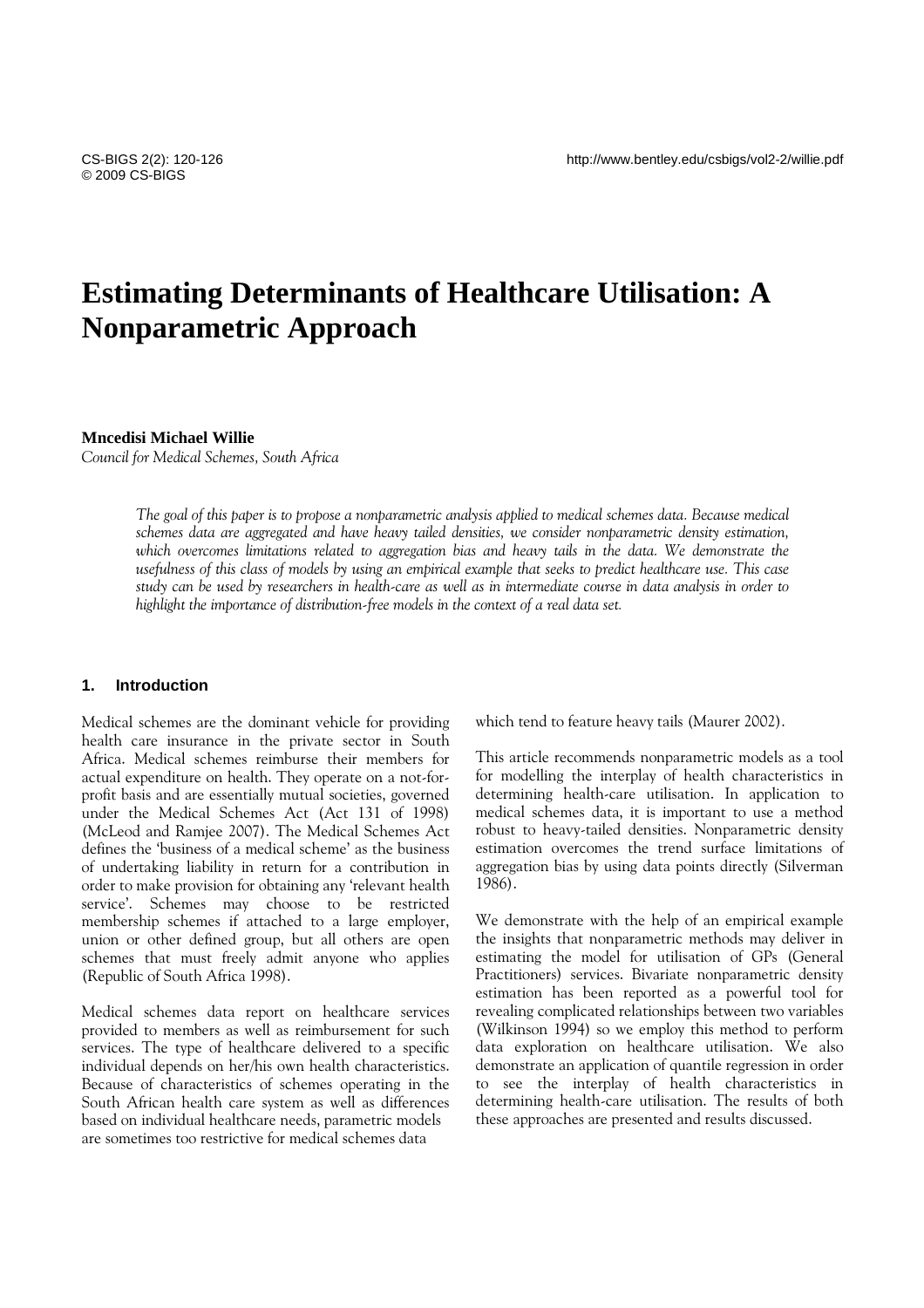# Estimating Determinants of Healthcare Utilisation: A Nonparametric Approach

**Mncedisi Michael Willie**

*Council for Medical Schemes, South Africa*

*The goal of this paper is to propose a nonparametric analysis applied to medical schemes data. Because medical schemes data are aggregated and have heavy tailed densities, we consider nonparametric density estimation, which overcomes limitations related to aggregation bias and heavy tails in the data. We demonstrate the usefulness of this class of models by using an empirical example that seeks to predict healthcare use. This case study can be used by researchers in health-care as well as in intermediate course in data analysis in order to highlight the importance of distribution-free models in the context of a real data set.*

## 1. Introduction

Medical schemes are the dominant vehicle for providing health care insurance in the private sector in South Africa. Medical schemes reimburse their members for actual expenditure on health. They operate on a not-for-profit basis and are essentially mutual societies, governed under the Medical Schemes Act (Act 131 of 1998) (McLeod and Ramjee 2007). The Medical Schemes Act defines the 'business of a medical scheme' as the business of undertaking liability in return for a contribution in order to make provision for obtaining any 'relevant health service'. Schemes may choose to be restricted membership schemes if attached to a large employer, union or other defined group, but all others are open schemes that must freely admit anyone who applies (Republic of South Africa 1998).

Medical schemes data report on healthcare services provided to members as well as reimbursement for such services. The type of healthcare delivered to a specific individual depends on her/his own health characteristics. Because of characteristics of schemes operating in the South African health care system as well as differences based on individual healthcare needs, parametric models are sometimes too restrictive for medical schemes data which tend to feature heavy tails (Maurer 2002).

This article recommends nonparametric models as a tool for modelling the interplay of health characteristics in determining health-care utilisation. In application to medical schemes data, it is important to use a method robust to heavy-tailed densities. Nonparametric density estimation overcomes the trend surface limitations of aggregation bias by using data points directly (Silverman 1986).

We demonstrate with the help of an empirical example the insights that nonparametric methods may deliver in estimating the model for utilisation of GPs (General Practitioners) services. Bivariate nonparametric density estimation has been reported as a powerful tool for revealing complicated relationships between two variables (Wilkinson 1994) so we employ this method to perform data exploration on healthcare utilisation. We also demonstrate an application of quantile regression in order to see the interplay of health characteristics in determining health-care utilisation. The results of both these approaches are presented and results discussed.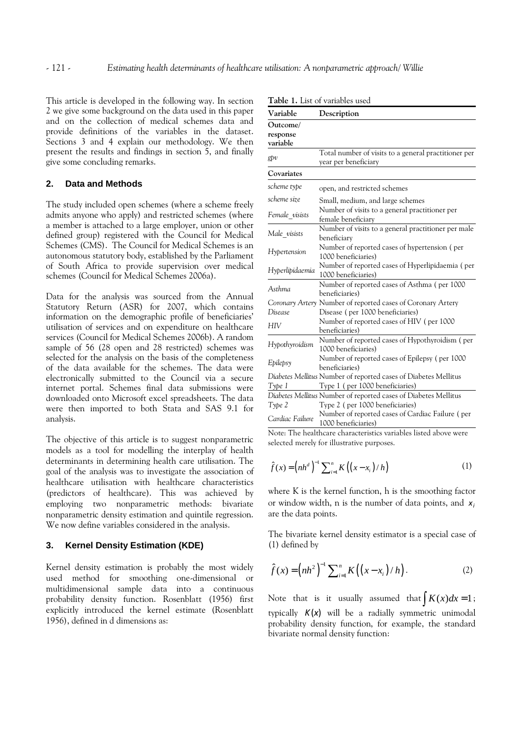This article is developed in the following way. In section 2 we give some background on the data used in this paper and on the collection of medical schemes data and provide definitions of the variables in the dataset. Sections 3 and 4 explain our methodology. We then present the results and findings in section 5, and finally give some concluding remarks.

## 2. Data and Methods

The study included open schemes (where a scheme freely admits anyone who apply) and restricted schemes (where a member is attached to a large employer, union or other defined group) registered with the Council for Medical Schemes (CMS). The Council for Medical Schemes is an autonomous statutory body, established by the Parliament of South Africa to provide supervision over medical schemes (Council for Medical Schemes 2006a).

Data for the analysis was sourced from the Annual Statutory Return (ASR) for 2007, which contains information on the demographic profile of beneficiaries' utilisation of services and on expenditure on healthcare services (Council for Medical Schemes 2006b). A random sample of 56 (28 open and 28 restricted) schemes was selected for the analysis on the basis of the completeness of the data available for the schemes. The data were electronically submitted to the Council via a secure internet portal. Schemes final data submissions were downloaded onto Microsoft excel spreadsheets. The data were then imported to both Stata and SAS 9.1 for analysis.

The objective of this article is to suggest nonparametric models as a tool for modelling the interplay of health determinants in determining health care utilisation. The goal of the analysis was to investigate the association of healthcare utilisation with healthcare characteristics (predictors of healthcare). This was achieved by employing two nonparametric methods: bivariate nonparametric density estimation and quintile regression. We now define variables considered in the analysis.

**Table 1.** List of variables used

| Variable | Description |
|---|---|
| **Outcome/ response variable** | |
| *gpv* | Total number of visits to a general practitioner per year per beneficiary |
| **Covariates** | |
| *scheme type* | open, and restricted schemes |
| *scheme size* | Small, medium, and large schemes |
| *Female_visists* | Number of visits to a general practitioner per female beneficiary |
| *Male_visists* | Number of visits to a general practitioner per male beneficiary |
| *Hypertension* | Number of reported cases of hypertension ( per 1000 beneficiaries) |
| *Hyperlipidaemia* | Number of reported cases of Hyperlipidaemia ( per 1000 beneficiaries) |
| *Asthma* | Number of reported cases of Asthma ( per 1000 beneficiaries) |
| *Coronary Artery Disease* | Number of reported cases of Coronary Artery Disease ( per 1000 beneficiaries) |
| *HIV* | Number of reported cases of HIV ( per 1000 beneficiaries) |
| *Hypothyroidism* | Number of reported cases of Hypothyroidism ( per 1000 beneficiaries) |
| *Epilepsy* | Number of reported cases of Epilepsy ( per 1000 beneficiaries) |
| *Diabetes Mellitus Type 1* | Number of reported cases of Diabetes Mellitus Type 1 ( per 1000 beneficiaries) |
| *Diabetes Mellitus Type 2* | Number of reported cases of Diabetes Mellitus Type 2 ( per 1000 beneficiaries) |
| *Cardiac Failure* | Number of reported cases of Cardiac Failure ( per 1000 beneficiaries) |

Note: The healthcare characteristics variables listed above were selected merely for illustrative purposes.

## 3. Kernel Density Estimation (KDE)

Kernel density estimation is probably the most widely used method for smoothing one-dimensional or multidimensional sample data into a continuous probability density function. Rosenblatt (1956) first explicitly introduced the kernel estimate (Rosenblatt 1956), defined in d dimensions as:

$$\hat{f}(x) = \left(nh^d\right)^{-1} \sum_{i=1}^{n} K\left(\left(x - x_i\right)/h\right) \tag{1}$$

where K is the kernel function, h is the smoothing factor or window width, n is the number of data points, and $x_i$ are the data points.

The bivariate kernel density estimator is a special case of (1) defined by

$$\hat{f}(x) = \left(nh^2\right)^{-1} \sum_{i=1}^{n} K\left(\left(x - x_i\right)/h\right). \tag{2}$$

Note that is it usually assumed that $\int K(x)dx = 1$; typically $K(x)$ will be a radially symmetric unimodal probability density function, for example, the standard bivariate normal density function: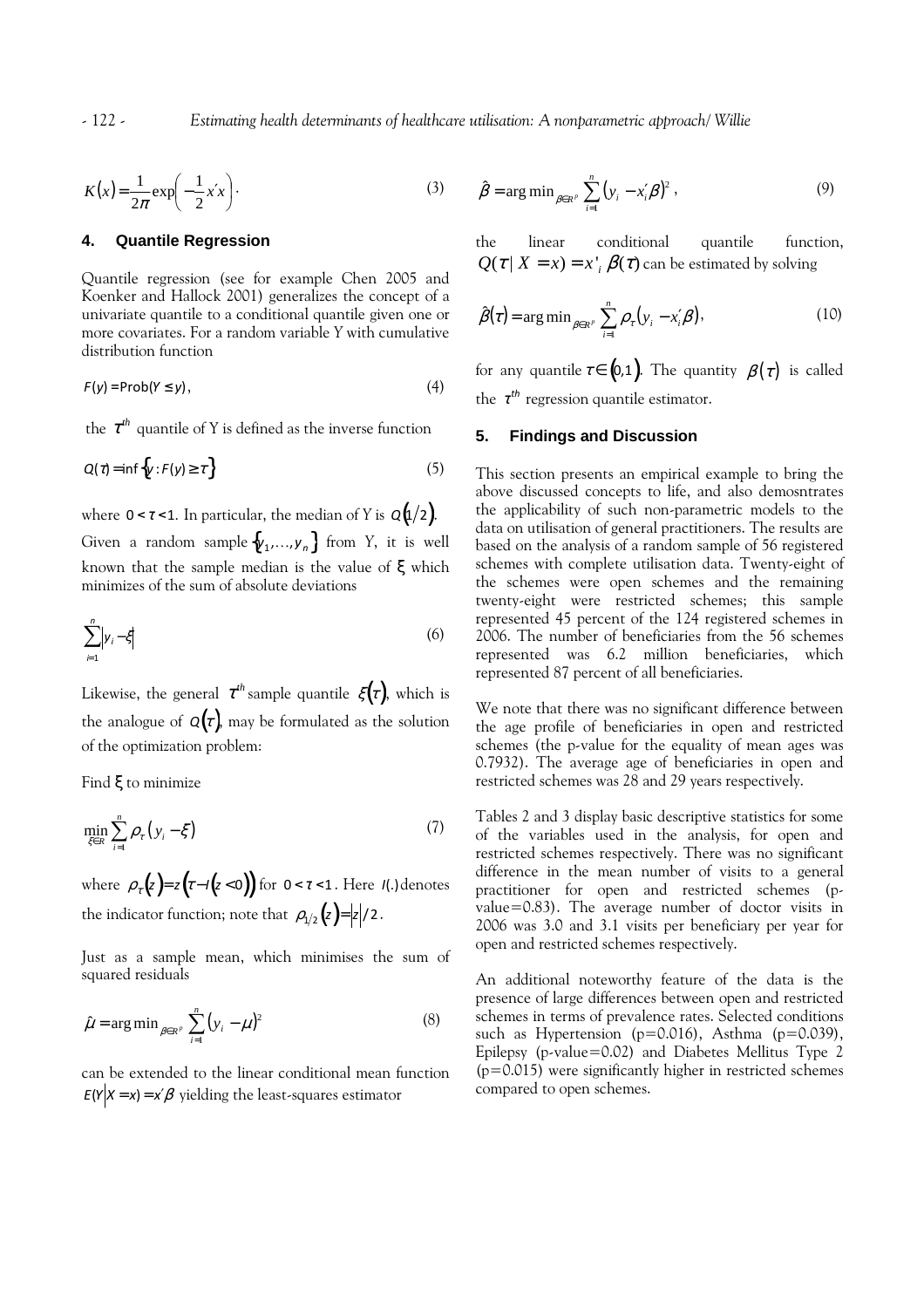$$K(x) = \frac{1}{2\pi}\exp\left(-\frac{1}{2}x'x\right). \tag{3}$$

## 4. Quantile Regression

Quantile regression (see for example Chen 2005 and Koenker and Hallock 2001) generalizes the concept of a univariate quantile to a conditional quantile given one or more covariates. For a random variable Y with cumulative distribution function

$$F(y) = \text{Prob}(Y \leq y), \tag{4}$$

the $\tau^{th}$ quantile of Y is defined as the inverse function

$$Q(\tau) = \inf\{y : F(y) \geq \tau\} \tag{5}$$

where $0 < \tau < 1$. In particular, the median of Y is $Q(1/2)$. Given a random sample $\{y_1, \ldots, y_n\}$ from Y, it is well known that the sample median is the value of $\xi$ which minimizes of the sum of absolute deviations

$$\sum_{i=1}^{n} |y_i - \xi| \tag{6}$$

Likewise, the general $\tau^{th}$ sample quantile $\xi(\tau)$, which is the analogue of $Q(\tau)$, may be formulated as the solution of the optimization problem:

Find $\xi$ to minimize

$$\min_{\xi \in R} \sum_{i=1}^{n} \rho_\tau(y_i - \xi) \tag{7}$$

where $\rho_\tau(z) = z(\tau - I(z < 0))$ for $0 < \tau < 1$. Here $I(.)$ denotes the indicator function; note that $\rho_{1/2}(z) = |z|/2$.

Just as a sample mean, which minimises the sum of squared residuals

$$\hat{\mu} = \arg\min_{\beta \in R^p} \sum_{i=1}^{n} (y_i - \mu)^2 \tag{8}$$

can be extended to the linear conditional mean function $E(Y|X = x) = x'\beta$ yielding the least-squares estimator

$$\hat{\beta} = \arg\min_{\beta \in R^p} \sum_{i=1}^{n} (y_i - x_i'\beta)^2, \tag{9}$$

the linear conditional quantile function, $Q(\tau | X = x) = x'_i \beta(\tau)$ can be estimated by solving

$$\hat{\beta}(\tau) = \arg\min_{\beta \in R^p} \sum_{i=1}^{n} \rho_\tau(y_i - x_i'\beta), \tag{10}$$

for any quantile $\tau \in (0,1)$. The quantity $\beta(\tau)$ is called the $\tau^{th}$ regression quantile estimator.

## 5. Findings and Discussion

This section presents an empirical example to bring the above discussed concepts to life, and also demosntrates the applicability of such non-parametric models to the data on utilisation of general practitioners. The results are based on the analysis of a random sample of 56 registered schemes with complete utilisation data. Twenty-eight of the schemes were open schemes and the remaining twenty-eight were restricted schemes; this sample represented 45 percent of the 124 registered schemes in 2006. The number of beneficiaries from the 56 schemes represented was 6.2 million beneficiaries, which represented 87 percent of all beneficiaries.

We note that there was no significant difference between the age profile of beneficiaries in open and restricted schemes (the p-value for the equality of mean ages was 0.7932). The average age of beneficiaries in open and restricted schemes was 28 and 29 years respectively.

Tables 2 and 3 display basic descriptive statistics for some of the variables used in the analysis, for open and restricted schemes respectively. There was no significant difference in the mean number of visits to a general practitioner for open and restricted schemes (p-value=0.83). The average number of doctor visits in 2006 was 3.0 and 3.1 visits per beneficiary per year for open and restricted schemes respectively.

An additional noteworthy feature of the data is the presence of large differences between open and restricted schemes in terms of prevalence rates. Selected conditions such as Hypertension (p=0.016), Asthma (p=0.039), Epilepsy (p-value=0.02) and Diabetes Mellitus Type 2 (p=0.015) were significantly higher in restricted schemes compared to open schemes.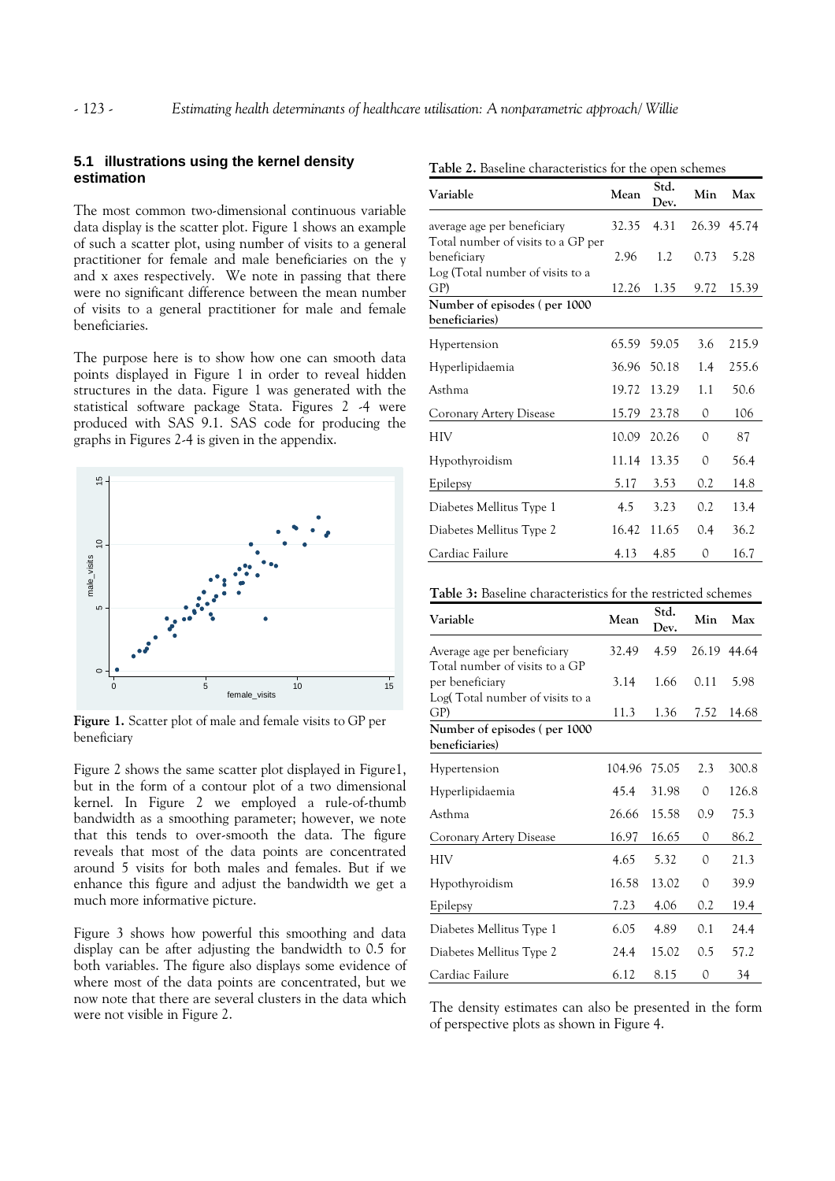### 5.1 illustrations using the kernel density estimation

The most common two-dimensional continuous variable data display is the scatter plot. Figure 1 shows an example of such a scatter plot, using number of visits to a general practitioner for female and male beneficiaries on the y and x axes respectively. We note in passing that there were no significant difference between the mean number of visits to a general practitioner for male and female beneficiaries.

The purpose here is to show how one can smooth data points displayed in Figure 1 in order to reveal hidden structures in the data. Figure 1 was generated with the statistical software package Stata. Figures 2 -4 were produced with SAS 9.1. SAS code for producing the graphs in Figures 2-4 is given in the appendix.

**Figure 1.** Scatter plot of male and female visits to GP per beneficiary

Figure 2 shows the same scatter plot displayed in Figure1, but in the form of a contour plot of a two dimensional kernel. In Figure 2 we employed a rule-of-thumb bandwidth as a smoothing parameter; however, we note that this tends to over-smooth the data. The figure reveals that most of the data points are concentrated around 5 visits for both males and females. But if we enhance this figure and adjust the bandwidth we get a much more informative picture.

Figure 3 shows how powerful this smoothing and data display can be after adjusting the bandwidth to 0.5 for both variables. The figure also displays some evidence of where most of the data points are concentrated, but we now note that there are several clusters in the data which were not visible in Figure 2.

**Table 2.** Baseline characteristics for the open schemes

| Variable | Mean | Std. Dev. | Min | Max |
|---|---|---|---|---|
| average age per beneficiary | 32.35 | 4.31 | 26.39 | 45.74 |
| Total number of visits to a GP per beneficiary | 2.96 | 1.2 | 0.73 | 5.28 |
| Log (Total number of visits to a GP) | 12.26 | 1.35 | 9.72 | 15.39 |
| **Number of episodes ( per 1000 beneficiaries)** | | | | |
| Hypertension | 65.59 | 59.05 | 3.6 | 215.9 |
| Hyperlipidaemia | 36.96 | 50.18 | 1.4 | 255.6 |
| Asthma | 19.72 | 13.29 | 1.1 | 50.6 |
| Coronary Artery Disease | 15.79 | 23.78 | 0 | 106 |
| HIV | 10.09 | 20.26 | 0 | 87 |
| Hypothyroidism | 11.14 | 13.35 | 0 | 56.4 |
| Epilepsy | 5.17 | 3.53 | 0.2 | 14.8 |
| Diabetes Mellitus Type 1 | 4.5 | 3.23 | 0.2 | 13.4 |
| Diabetes Mellitus Type 2 | 16.42 | 11.65 | 0.4 | 36.2 |
| Cardiac Failure | 4.13 | 4.85 | 0 | 16.7 |

**Table 3:** Baseline characteristics for the restricted schemes

| Variable | Mean | Std. Dev. | Min | Max |
|---|---|---|---|---|
| Average age per beneficiary | 32.49 | 4.59 | 26.19 | 44.64 |
| Total number of visits to a GP per beneficiary | 3.14 | 1.66 | 0.11 | 5.98 |
| Log( Total number of visits to a GP) | 11.3 | 1.36 | 7.52 | 14.68 |
| **Number of episodes ( per 1000 beneficiaries)** | | | | |
| Hypertension | 104.96 | 75.05 | 2.3 | 300.8 |
| Hyperlipidaemia | 45.4 | 31.98 | 0 | 126.8 |
| Asthma | 26.66 | 15.58 | 0.9 | 75.3 |
| Coronary Artery Disease | 16.97 | 16.65 | 0 | 86.2 |
| HIV | 4.65 | 5.32 | 0 | 21.3 |
| Hypothyroidism | 16.58 | 13.02 | 0 | 39.9 |
| Epilepsy | 7.23 | 4.06 | 0.2 | 19.4 |
| Diabetes Mellitus Type 1 | 6.05 | 4.89 | 0.1 | 24.4 |
| Diabetes Mellitus Type 2 | 24.4 | 15.02 | 0.5 | 57.2 |
| Cardiac Failure | 6.12 | 8.15 | 0 | 34 |

The density estimates can also be presented in the form of perspective plots as shown in Figure 4.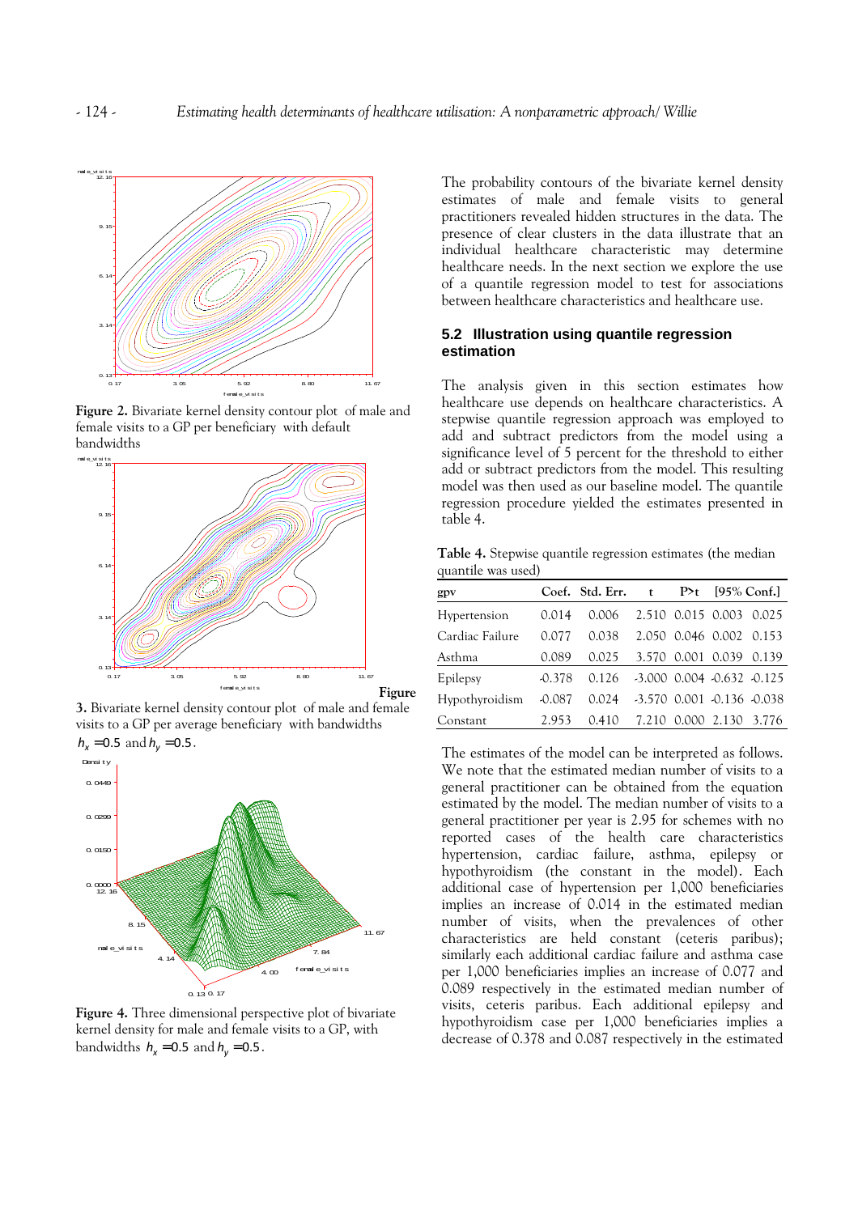Figure 2. Bivariate kernel density contour plot of male and female visits to a GP per beneficiary with default bandwidths

Figure 3. Bivariate kernel density contour plot of male and female visits to a GP per average beneficiary with bandwidths $h_x = 0.5$ and $h_y = 0.5$.

**Figure 4.** Three dimensional perspective plot of bivariate kernel density for male and female visits to a GP, with bandwidths $h_x = 0.5$ and $h_y = 0.5$.

The probability contours of the bivariate kernel density estimates of male and female visits to general practitioners revealed hidden structures in the data. The presence of clear clusters in the data illustrate that an individual healthcare characteristic may determine healthcare needs. In the next section we explore the use of a quantile regression model to test for associations between healthcare characteristics and healthcare use.

### 5.2 Illustration using quantile regression estimation

The analysis given in this section estimates how healthcare use depends on healthcare characteristics. A stepwise quantile regression approach was employed to add and subtract predictors from the model using a significance level of 5 percent for the threshold to either add or subtract predictors from the model. This resulting model was then used as our baseline model. The quantile regression procedure yielded the estimates presented in table 4.

**Table 4.** Stepwise quantile regression estimates (the median quantile was used)

| gpv | Coef. | Std. Err. | t | P>t | [95% Conf.] | |
|---|---|---|---|---|---|---|
| Hypertension | 0.014 | 0.006 | 2.510 | 0.015 | 0.003 | 0.025 |
| Cardiac Failure | 0.077 | 0.038 | 2.050 | 0.046 | 0.002 | 0.153 |
| Asthma | 0.089 | 0.025 | 3.570 | 0.001 | 0.039 | 0.139 |
| Epilepsy | -0.378 | 0.126 | -3.000 | 0.004 | -0.632 | -0.125 |
| Hypothyroidism | -0.087 | 0.024 | -3.570 | 0.001 | -0.136 | -0.038 |
| Constant | 2.953 | 0.410 | 7.210 | 0.000 | 2.130 | 3.776 |

The estimates of the model can be interpreted as follows. We note that the estimated median number of visits to a general practitioner can be obtained from the equation estimated by the model. The median number of visits to a general practitioner per year is 2.95 for schemes with no reported cases of the health care characteristics hypertension, cardiac failure, asthma, epilepsy or hypothyroidism (the constant in the model). Each additional case of hypertension per 1,000 beneficiaries implies an increase of 0.014 in the estimated median number of visits, when the prevalences of other characteristics are held constant (ceteris paribus); similarly each additional cardiac failure and asthma case per 1,000 beneficiaries implies an increase of 0.077 and 0.089 respectively in the estimated median number of visits, ceteris paribus. Each additional epilepsy and hypothyroidism case per 1,000 beneficiaries implies a decrease of 0.378 and 0.087 respectively in the estimated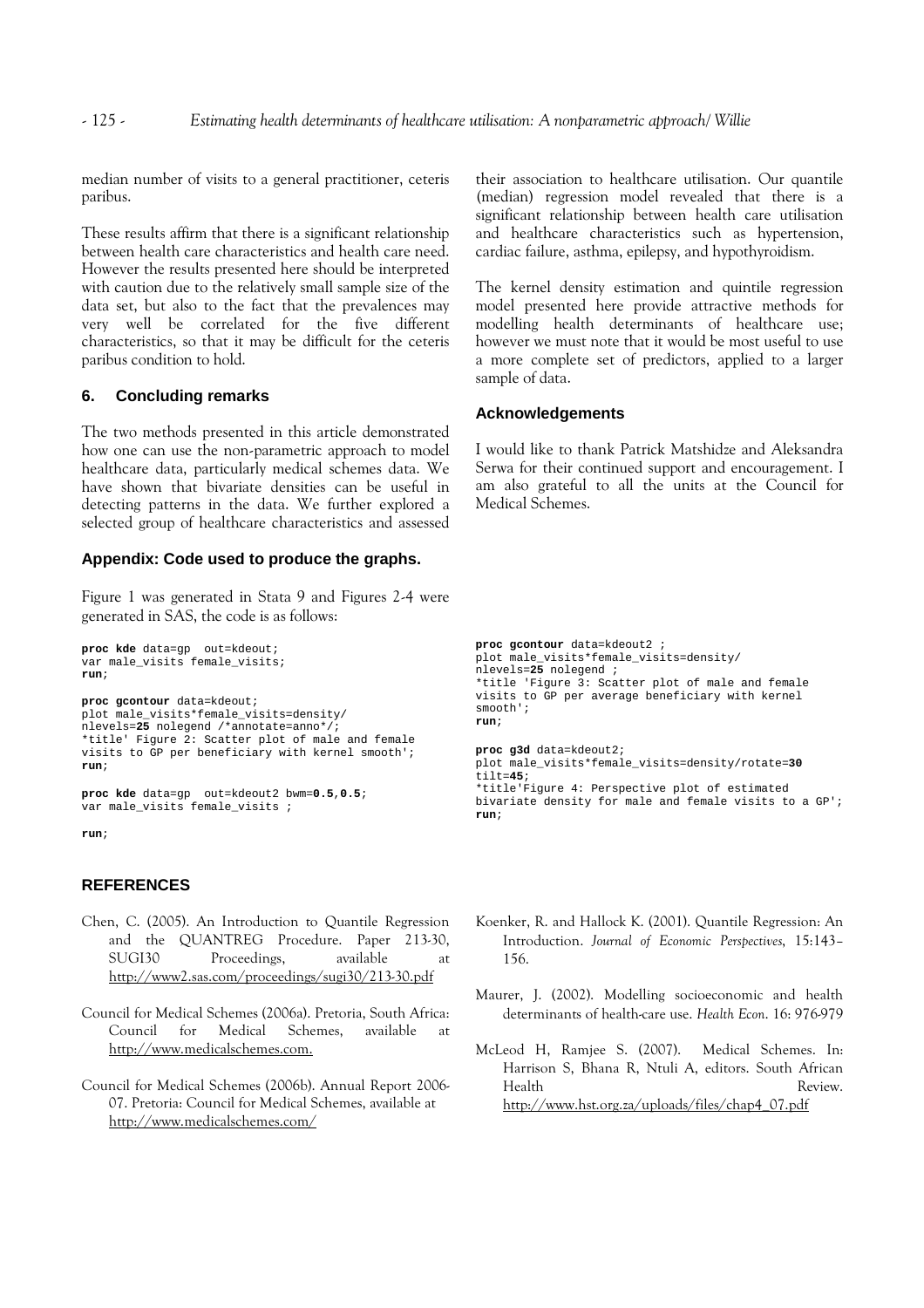median number of visits to a general practitioner, ceteris paribus.

These results affirm that there is a significant relationship between health care characteristics and health care need. However the results presented here should be interpreted with caution due to the relatively small sample size of the data set, but also to the fact that the prevalences may very well be correlated for the five different characteristics, so that it may be difficult for the ceteris paribus condition to hold.

## 6. Concluding remarks

The two methods presented in this article demonstrated how one can use the non-parametric approach to model healthcare data, particularly medical schemes data. We have shown that bivariate densities can be useful in detecting patterns in the data. We further explored a selected group of healthcare characteristics and assessed their association to healthcare utilisation. Our quantile (median) regression model revealed that there is a significant relationship between health care utilisation and healthcare characteristics such as hypertension, cardiac failure, asthma, epilepsy, and hypothyroidism.

The kernel density estimation and quintile regression model presented here provide attractive methods for modelling health determinants of healthcare use; however we must note that it would be most useful to use a more complete set of predictors, applied to a larger sample of data.

## Acknowledgements

I would like to thank Patrick Matshidze and Aleksandra Serwa for their continued support and encouragement. I am also grateful to all the units at the Council for Medical Schemes.

## Appendix: Code used to produce the graphs.

Figure 1 was generated in Stata 9 and Figures 2-4 were generated in SAS, the code is as follows:

```
proc kde data=gp  out=kdeout;
var male_visits female_visits;
run;

proc gcontour data=kdeout;
plot male_visits*female_visits=density/
nlevels=25 nolegend /*annotate=anno*/;
*title' Figure 2: Scatter plot of male and female
visits to GP per beneficiary with kernel smooth';
run;

proc kde data=gp  out=kdeout2 bwm=0.5,0.5;
var male_visits female_visits ;

run;

proc gcontour data=kdeout2 ;
plot male_visits*female_visits=density/
nlevels=25 nolegend ;
*title 'Figure 3: Scatter plot of male and female
visits to GP per average beneficiary with kernel
smooth';
run;

proc g3d data=kdeout2;
plot male_visits*female_visits=density/rotate=30
tilt=45;
*title'Figure 4: Perspective plot of estimated
bivariate density for male and female visits to a GP';
run;
```

## REFERENCES

Chen, C. (2005). An Introduction to Quantile Regression and the QUANTREG Procedure. Paper 213-30, SUGI30 Proceedings, available at http://www2.sas.com/proceedings/sugi30/213-30.pdf

Council for Medical Schemes (2006a). Pretoria, South Africa: Council for Medical Schemes, available at http://www.medicalschemes.com.

Council for Medical Schemes (2006b). Annual Report 2006-07. Pretoria: Council for Medical Schemes, available at http://www.medicalschemes.com/

Koenker, R. and Hallock K. (2001). Quantile Regression: An Introduction. *Journal of Economic Perspectives*, 15:143–156.

Maurer, J. (2002). Modelling socioeconomic and health determinants of health-care use. *Health Econ*. 16: 976-979

McLeod H, Ramjee S. (2007). Medical Schemes. In: Harrison S, Bhana R, Ntuli A, editors. South African Health Review. http://www.hst.org.za/uploads/files/chap4_07.pdf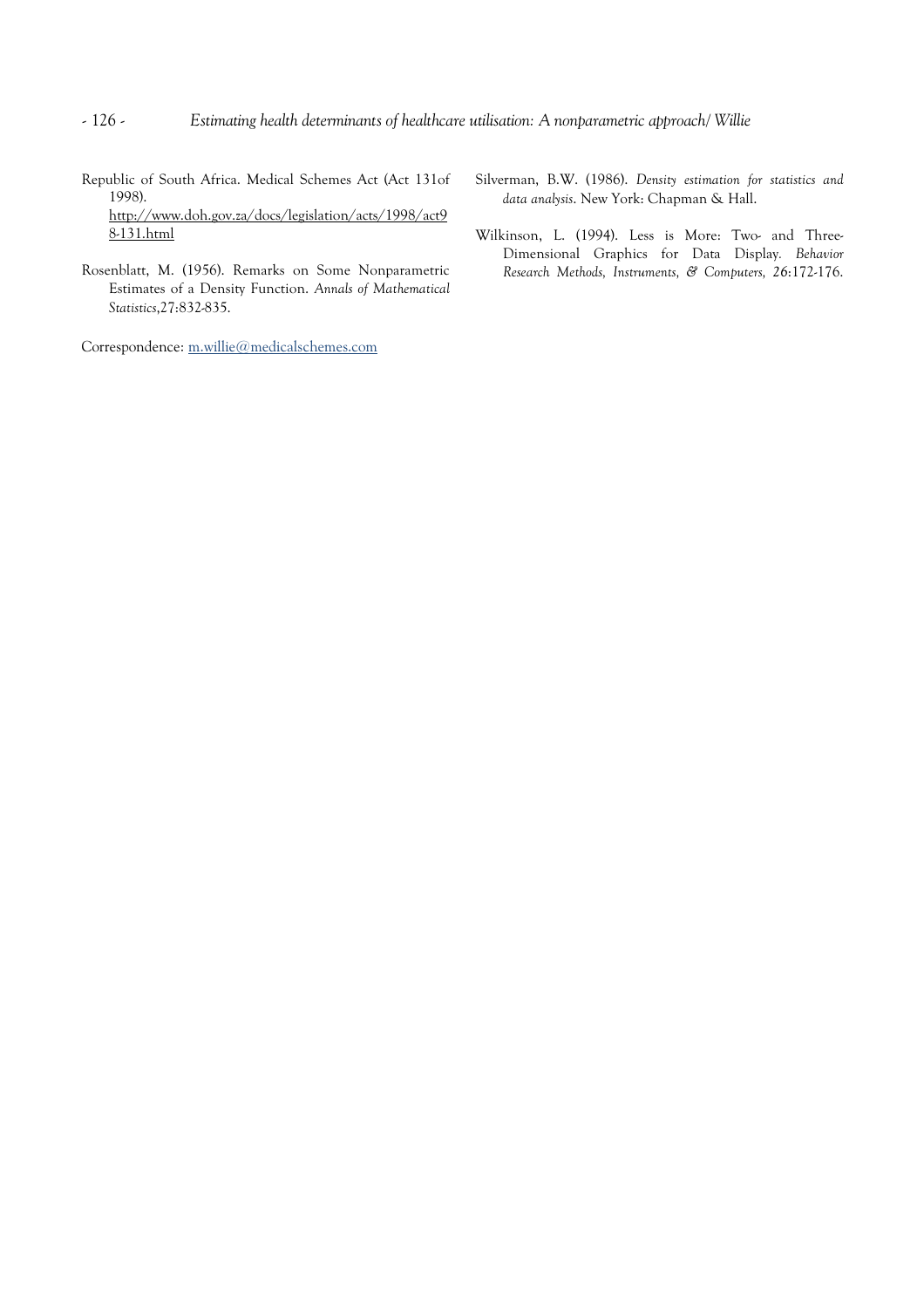Republic of South Africa. Medical Schemes Act (Act 131of 1998). http://www.doh.gov.za/docs/legislation/acts/1998/act98-131.html

Rosenblatt, M. (1956). Remarks on Some Nonparametric Estimates of a Density Function. *Annals of Mathematical Statistics*,27:832-835.

Correspondence: m.willie@medicalschemes.com

Silverman, B.W. (1986). *Density estimation for statistics and data analysis*. New York: Chapman & Hall.

Wilkinson, L. (1994). Less is More: Two- and Three-Dimensional Graphics for Data Display. *Behavior Research Methods, Instruments, & Computers,* 26:172-176.